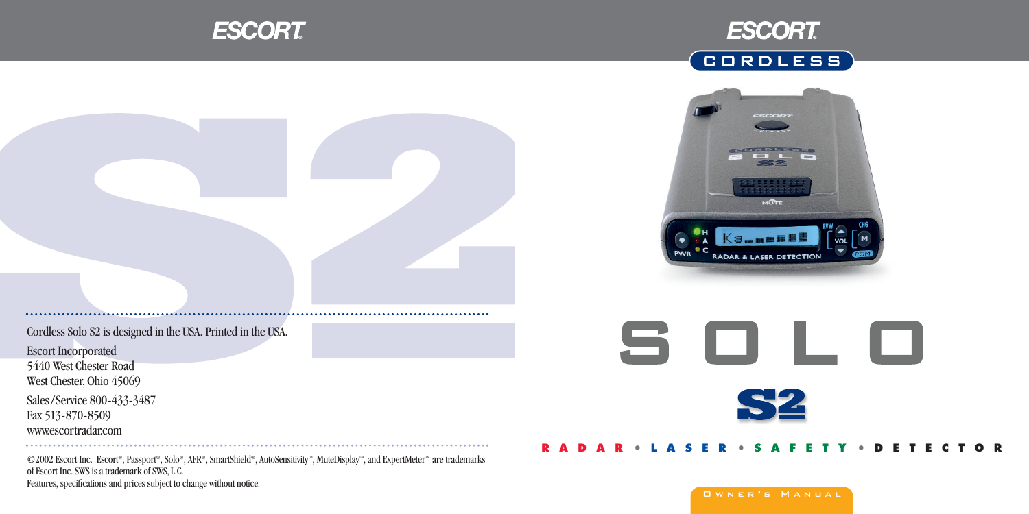ESCORT.

Cordless Solo S2 is designed in the USA. Printed in the USA.

Escort Incorporated
5440 West Chester Road
West Chester, Ohio 45069

Sales/Service 800-433-3487
Fax 513-870-8509
www.escortradar.com

©2002 Escort Inc. Escort®, Passport®, Solo®, AFR®, SmartShield®, AutoSensitivity™, MuteDisplay™, and ExpertMeter™ are trademarks of Escort Inc. SWS is a trademark of SWS, L.C.
Features, specifications and prices subject to change without notice.

ESCORT.

CORDLESS

# SOLO

# S2

RADAR • LASER • SAFETY • DETECTOR

Owner's Manual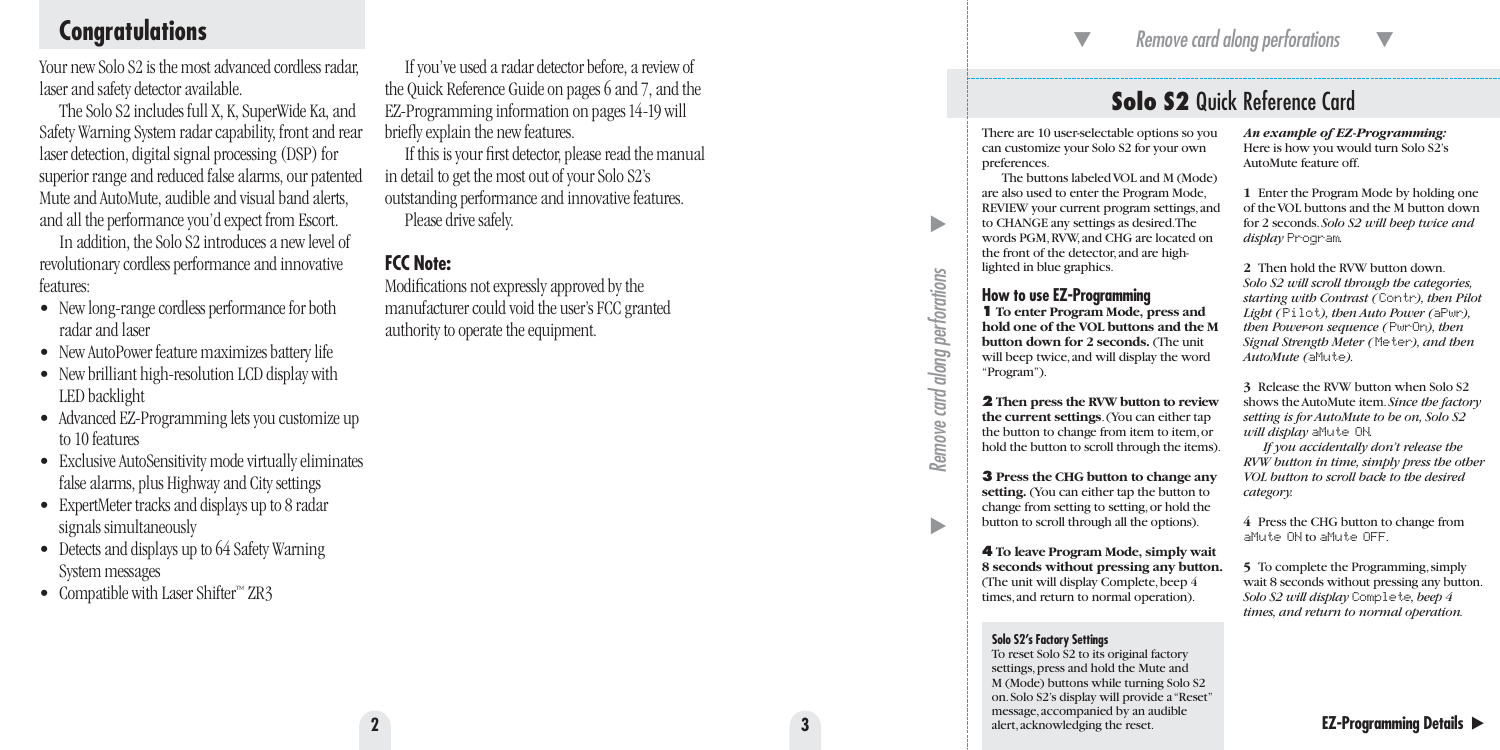## Congratulations

Your new Solo S2 is the most advanced cordless radar, laser and safety detector available.

The Solo S2 includes full X, K, SuperWide Ka, and Safety Warning System radar capability, front and rear laser detection, digital signal processing (DSP) for superior range and reduced false alarms, our patented Mute and AutoMute, audible and visual band alerts, and all the performance you'd expect from Escort.

In addition, the Solo S2 introduces a new level of revolutionary cordless performance and innovative features:

- New long-range cordless performance for both radar and laser
- New AutoPower feature maximizes battery life
- New brilliant high-resolution LCD display with LED backlight
- Advanced EZ-Programming lets you customize up to 10 features
- Exclusive AutoSensitivity mode virtually eliminates false alarms, plus Highway and City settings
- ExpertMeter tracks and displays up to 8 radar signals simultaneously
- Detects and displays up to 64 Safety Warning System messages
- Compatible with Laser Shifter™ ZR3

If you've used a radar detector before, a review of the Quick Reference Guide on pages 6 and 7, and the EZ-Programming information on pages 14-19 will briefly explain the new features.

If this is your first detector, please read the manual in detail to get the most out of your Solo S2's outstanding performance and innovative features.

Please drive safely.

### FCC Note:

Modifications not expressly approved by the manufacturer could void the user's FCC granted authority to operate the equipment.

*Remove card along perforations*

## Solo S2 Quick Reference Card

There are 10 user-selectable options so you can customize your Solo S2 for your own preferences.

The buttons labeled VOL and M (Mode) are also used to enter the Program Mode, REVIEW your current program settings, and to CHANGE any settings as desired. The words PGM, RVW, and CHG are located on the front of the detector, and are highlighted in blue graphics.

### How to use EZ-Programming

**1 To enter Program Mode, press and hold one of the VOL buttons and the M button down for 2 seconds.** (The unit will beep twice, and will display the word "Program").

**2 Then press the RVW button to review the current settings**. (You can either tap the button to change from item to item, or hold the button to scroll through the items).

**3 Press the CHG button to change any setting.** (You can either tap the button to change from setting to setting, or hold the button to scroll through all the options).

**4 To leave Program Mode, simply wait 8 seconds without pressing any button.** (The unit will display Complete, beep 4 times, and return to normal operation).

**Solo S2's Factory Settings**

To reset Solo S2 to its original factory settings, press and hold the Mute and M (Mode) buttons while turning Solo S2 on. Solo S2's display will provide a "Reset" message, accompanied by an audible alert, acknowledging the reset.

***An example of EZ-Programming:***
Here is how you would turn Solo S2's AutoMute feature off.

**1** Enter the Program Mode by holding one of the VOL buttons and the M button down for 2 seconds. *Solo S2 will beep twice and display* Program.

**2** Then hold the RVW button down. *Solo S2 will scroll through the categories, starting with Contrast (*Contr*), then Pilot Light (*Pilot*), then Auto Power (*aPwr*), then Power-on sequence (*PwrOn*), then Signal Strength Meter (*Meter*), and then AutoMute (*aMute*).*

**3** Release the RVW button when Solo S2 shows the AutoMute item. *Since the factory setting is for AutoMute to be on, Solo S2 will display* aMute ON.

*If you accidentally don't release the RVW button in time, simply press the other VOL button to scroll back to the desired category.*

**4** Press the CHG button to change from aMute ON to aMute OFF.

**5** To complete the Programming, simply wait 8 seconds without pressing any button. *Solo S2 will display* Complete*, beep 4 times, and return to normal operation.*

**EZ-Programming Details ►**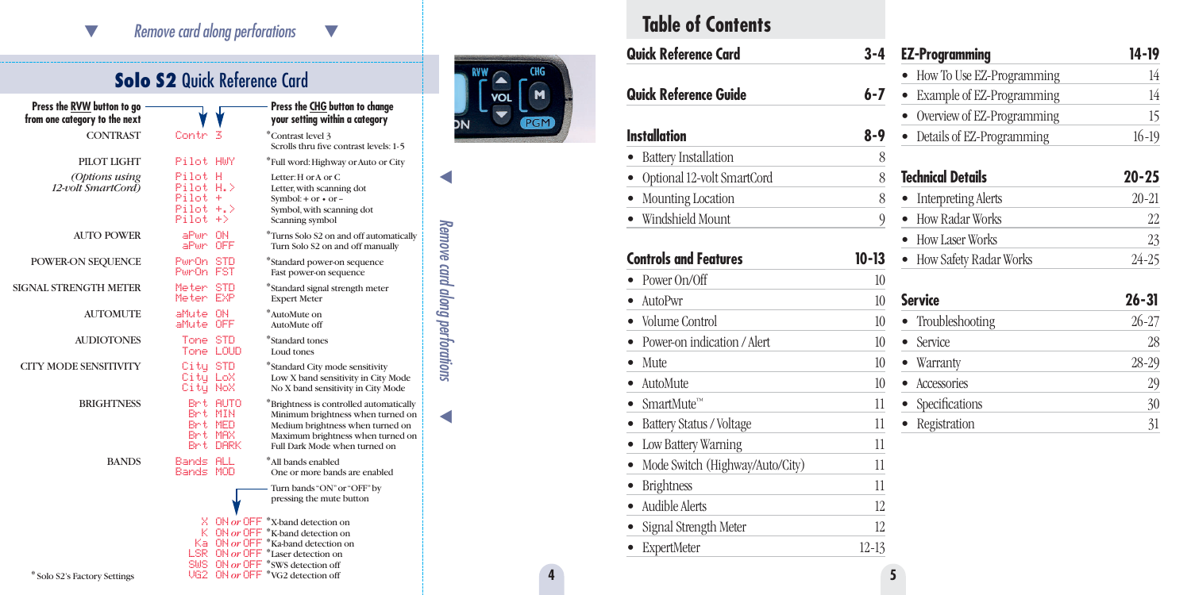▼ *Remove card along perforations* ▼

## **Solo S2** Quick Reference Card

| Press the RVW button to go from one category to the next | | Press the CHG button to change your setting within a category |
|---|---|---|
| CONTRAST | Contr 3 | *Contrast level 3<br>Scrolls thru five contrast levels: 1-5 |
| PILOT LIGHT | Pilot HWY | *Full word: Highway or Auto or City |
| *(Options using 12-volt SmartCord)* | Pilot H | Letter: H or A or C |
| | Pilot H.> | Letter, with scanning dot |
| | Pilot + | Symbol: + or • or – |
| | Pilot +.> | Symbol, with scanning dot |
| | Pilot +> | Scanning symbol |
| AUTO POWER | aPwr ON | *Turns Solo S2 on and off automatically |
| | aPwr OFF | Turn Solo S2 on and off manually |
| POWER-ON SEQUENCE | PwrOn STD | *Standard power-on sequence |
| | PwrOn FST | Fast power-on sequence |
| SIGNAL STRENGTH METER | Meter STD | *Standard signal strength meter |
| | Meter EXP | Expert Meter |
| AUTOMUTE | aMute ON | *AutoMute on |
| | aMute OFF | AutoMute off |
| AUDIOTONES | Tone STD | *Standard tones |
| | Tone LOUD | Loud tones |
| CITY MODE SENSITIVITY | City STD | *Standard City mode sensitivity |
| | City LoX | Low X band sensitivity in City Mode |
| | City NoX | No X band sensitivity in City Mode |
| BRIGHTNESS | Brt AUTO | *Brightness is controlled automatically |
| | Brt MIN | Minimum brightness when turned on |
| | Brt MED | Medium brightness when turned on |
| | Brt MAX | Maximum brightness when turned on |
| | Brt DARK | Full Dark Mode when turned on |
| BANDS | Bands ALL | *All bands enabled |
| | Bands MOD | One or more bands are enabled |

Turn bands "ON" or "OFF" by pressing the mute button

| | |
|---|---|
| X ON *or* OFF | *X-band detection on |
| K ON *or* OFF | *K-band detection on |
| Ka ON *or* OFF | *Ka-band detection on |
| LSR ON *or* OFF | *Laser detection on |
| SWS ON *or* OFF | *SWS detection off |
| VG2 ON *or* OFF | *VG2 detection off |

* Solo S2's Factory Settings

*Remove card along perforations*

# Table of Contents

| | |
|---|---|
| **Quick Reference Card** | **3-4** |
| **Quick Reference Guide** | **6-7** |
| **Installation** | **8-9** |
| • Battery Installation | 8 |
| • Optional 12-volt SmartCord | 8 |
| • Mounting Location | 8 |
| • Windshield Mount | 9 |
| **Controls and Features** | **10-13** |
| • Power On/Off | 10 |
| • AutoPwr | 10 |
| • Volume Control | 10 |
| • Power-on indication / Alert | 10 |
| • Mute | 10 |
| • AutoMute | 10 |
| • SmartMute™ | 11 |
| • Battery Status / Voltage | 11 |
| • Low Battery Warning | 11 |
| • Mode Switch (Highway/Auto/City) | 11 |
| • Brightness | 11 |
| • Audible Alerts | 12 |
| • Signal Strength Meter | 12 |
| • ExpertMeter | 12-13 |
| **EZ-Programming** | **14-19** |
| • How To Use EZ-Programming | 14 |
| • Example of EZ-Programming | 14 |
| • Overview of EZ-Programming | 15 |
| • Details of EZ-Programming | 16-19 |
| **Technical Details** | **20-25** |
| • Interpreting Alerts | 20-21 |
| • How Radar Works | 22 |
| • How Laser Works | 23 |
| • How Safety Radar Works | 24-25 |
| **Service** | **26-31** |
| • Troubleshooting | 26-27 |
| • Service | 28 |
| • Warranty | 28-29 |
| • Accessories | 29 |
| • Specifications | 30 |
| • Registration | 31 |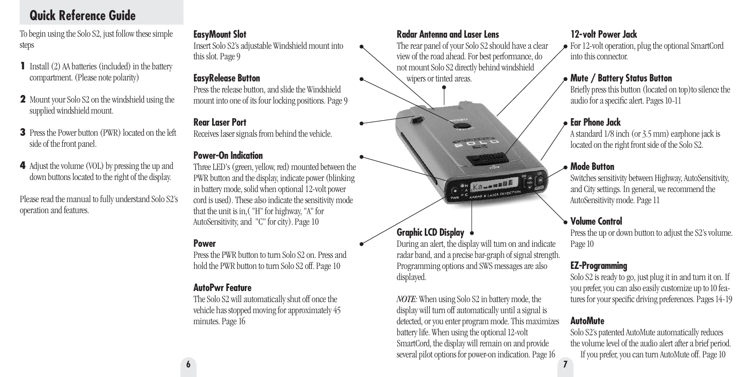## Quick Reference Guide

To begin using the Solo S2, just follow these simple steps

1. Install (2) AA batteries (included) in the battery compartment. (Please note polarity)
2. Mount your Solo S2 on the windshield using the supplied windshield mount.
3. Press the Power button (PWR) located on the left side of the front panel.
4. Adjust the volume (VOL) by pressing the up and down buttons located to the right of the display.

Please read the manual to fully understand Solo S2's operation and features.

### EasyMount Slot

Insert Solo S2's adjustable Windshield mount into this slot. Page 9

### EasyRelease Button

Press the release button, and slide the Windshield mount into one of its four locking positions. Page 9

### Rear Laser Port

Receives laser signals from behind the vehicle.

### Power-On Indication

Three LED's (green, yellow, red) mounted between the PWR button and the display, indicate power (blinking in battery mode, solid when optional 12-volt power cord is used). These also indicate the sensitivity mode that the unit is in,( "H" for highway, "A" for AutoSensitivity, and "C" for city). Page 10

### Power

Press the PWR button to turn Solo S2 on. Press and hold the PWR button to turn Solo S2 off. Page 10

### AutoPwr Feature

The Solo S2 will automatically shut off once the vehicle has stopped moving for approximately 45 minutes. Page 16

### Radar Antenna and Laser Lens

The rear panel of your Solo S2 should have a clear view of the road ahead. For best performance, do not mount Solo S2 directly behind windshield wipers or tinted areas.

### Graphic LCD Display

During an alert, the display will turn on and indicate radar band, and a precise bar-graph of signal strength. Programming options and SWS messages are also displayed.

*NOTE:* When using Solo S2 in battery mode, the display will turn off automatically until a signal is detected, or you enter program mode. This maximizes battery life. When using the optional 12-volt SmartCord, the display will remain on and provide several pilot options for power-on indication. Page 16

### 12-volt Power Jack

For 12-volt operation, plug the optional SmartCord into this connector.

### Mute / Battery Status Button

Briefly press this button (located on top)to silence the audio for a specific alert. Pages 10-11

### Ear Phone Jack

A standard 1/8 inch (or 3.5 mm) earphone jack is located on the right front side of the Solo S2.

### Mode Button

Switches sensitivity between Highway, AutoSensitivity, and City settings. In general, we recommend the AutoSensitivity mode. Page 11

### Volume Control

Press the up or down button to adjust the S2's volume. Page 10

### EZ-Programming

Solo S2 is ready to go, just plug it in and turn it on. If you prefer, you can also easily customize up to 10 features for your specific driving preferences. Pages 14-19

### AutoMute

Solo S2's patented AutoMute automatically reduces the volume level of the audio alert after a brief period. If you prefer, you can turn AutoMute off. Page 10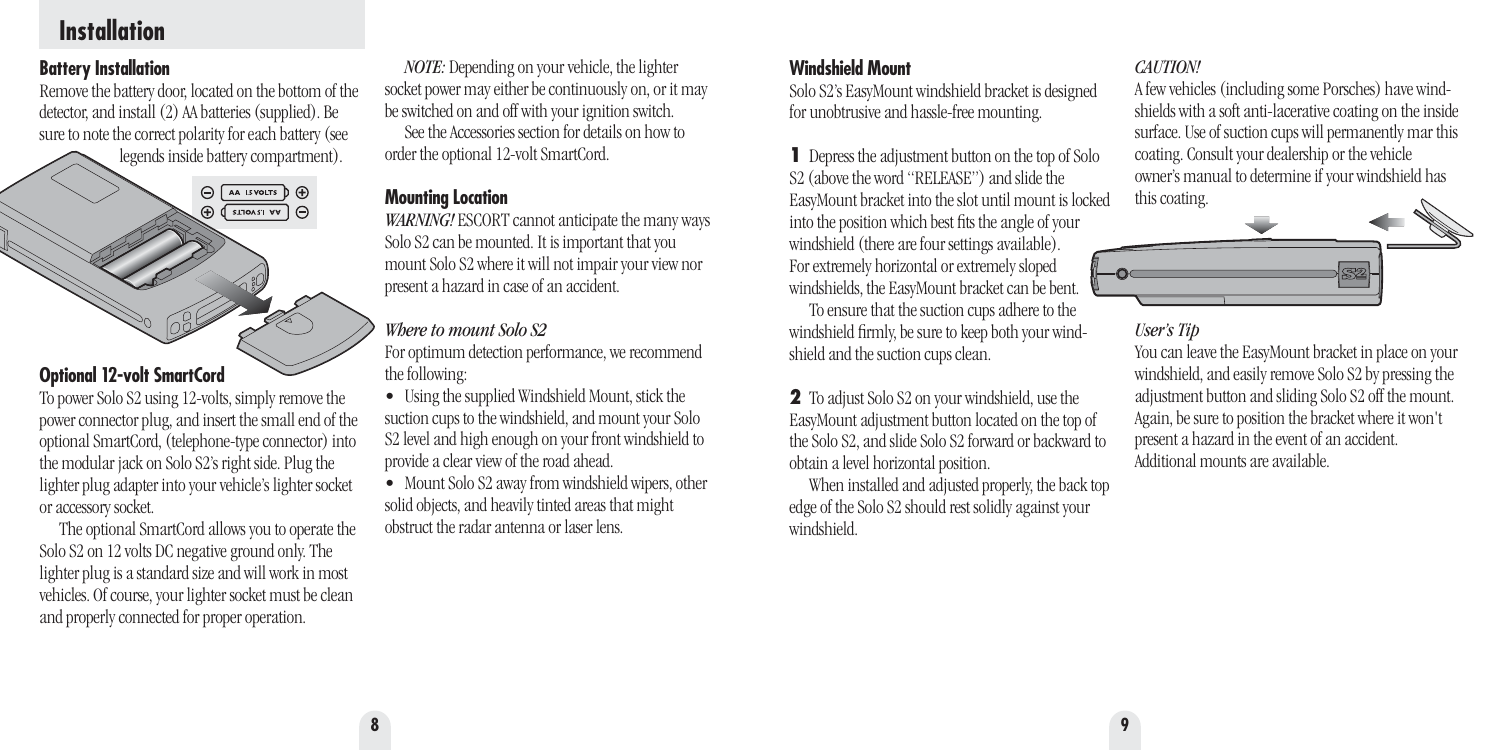# Installation

## Battery Installation

Remove the battery door, located on the bottom of the detector, and install (2) AA batteries (supplied). Be sure to note the correct polarity for each battery (see legends inside battery compartment).

## Optional 12-volt SmartCord

To power Solo S2 using 12-volts, simply remove the power connector plug, and insert the small end of the optional SmartCord, (telephone-type connector) into the modular jack on Solo S2's right side. Plug the lighter plug adapter into your vehicle's lighter socket or accessory socket.

The optional SmartCord allows you to operate the Solo S2 on 12 volts DC negative ground only. The lighter plug is a standard size and will work in most vehicles. Of course, your lighter socket must be clean and properly connected for proper operation.

*NOTE:* Depending on your vehicle, the lighter socket power may either be continuously on, or it may be switched on and off with your ignition switch.

See the Accessories section for details on how to order the optional 12-volt SmartCord.

## Mounting Location

*WARNING!* ESCORT cannot anticipate the many ways Solo S2 can be mounted. It is important that you mount Solo S2 where it will not impair your view nor present a hazard in case of an accident.

*Where to mount Solo S2*

For optimum detection performance, we recommend the following:

- Using the supplied Windshield Mount, stick the suction cups to the windshield, and mount your Solo S2 level and high enough on your front windshield to provide a clear view of the road ahead.
- Mount Solo S2 away from windshield wipers, other solid objects, and heavily tinted areas that might obstruct the radar antenna or laser lens.

## Windshield Mount

Solo S2's EasyMount windshield bracket is designed for unobtrusive and hassle-free mounting.

**1** Depress the adjustment button on the top of Solo S2 (above the word "RELEASE") and slide the EasyMount bracket into the slot until mount is locked into the position which best fits the angle of your windshield (there are four settings available). For extremely horizontal or extremely sloped windshields, the EasyMount bracket can be bent.

To ensure that the suction cups adhere to the windshield firmly, be sure to keep both your windshield and the suction cups clean.

**2** To adjust Solo S2 on your windshield, use the EasyMount adjustment button located on the top of the Solo S2, and slide Solo S2 forward or backward to obtain a level horizontal position.

When installed and adjusted properly, the back top edge of the Solo S2 should rest solidly against your windshield.

*CAUTION!*

A few vehicles (including some Porsches) have windshields with a soft anti-lacerative coating on the inside surface. Use of suction cups will permanently mar this coating. Consult your dealership or the vehicle owner's manual to determine if your windshield has this coating.

*User's Tip*

You can leave the EasyMount bracket in place on your windshield, and easily remove Solo S2 by pressing the adjustment button and sliding Solo S2 off the mount. Again, be sure to position the bracket where it won't present a hazard in the event of an accident. Additional mounts are available.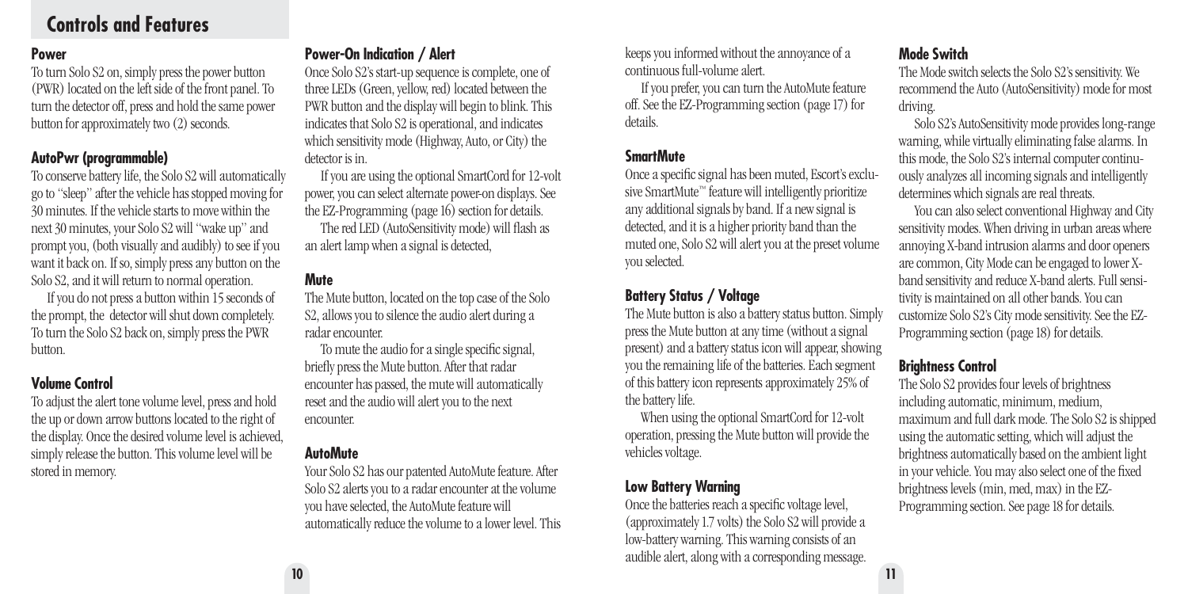# Controls and Features

### Power

To turn Solo S2 on, simply press the power button (PWR) located on the left side of the front panel. To turn the detector off, press and hold the same power button for approximately two (2) seconds.

### AutoPwr (programmable)

To conserve battery life, the Solo S2 will automatically go to "sleep" after the vehicle has stopped moving for 30 minutes. If the vehicle starts to move within the next 30 minutes, your Solo S2 will "wake up" and prompt you, (both visually and audibly) to see if you want it back on. If so, simply press any button on the Solo S2, and it will return to normal operation.

If you do not press a button within 15 seconds of the prompt, the detector will shut down completely. To turn the Solo S2 back on, simply press the PWR button.

### Volume Control

To adjust the alert tone volume level, press and hold the up or down arrow buttons located to the right of the display. Once the desired volume level is achieved, simply release the button. This volume level will be stored in memory.

### Power-On Indication / Alert

Once Solo S2's start-up sequence is complete, one of three LEDs (Green, yellow, red) located between the PWR button and the display will begin to blink. This indicates that Solo S2 is operational, and indicates which sensitivity mode (Highway, Auto, or City) the detector is in.

If you are using the optional SmartCord for 12-volt power, you can select alternate power-on displays. See the EZ-Programming (page 16) section for details.

The red LED (AutoSensitivity mode) will flash as an alert lamp when a signal is detected,

### Mute

The Mute button, located on the top case of the Solo S2, allows you to silence the audio alert during a radar encounter.

To mute the audio for a single specific signal, briefly press the Mute button. After that radar encounter has passed, the mute will automatically reset and the audio will alert you to the next encounter.

### AutoMute

Your Solo S2 has our patented AutoMute feature. After Solo S2 alerts you to a radar encounter at the volume you have selected, the AutoMute feature will automatically reduce the volume to a lower level. This keeps you informed without the annoyance of a continuous full-volume alert.

If you prefer, you can turn the AutoMute feature off. See the EZ-Programming section (page 17) for details.

### SmartMute

Once a specific signal has been muted, Escort's exclusive SmartMute™ feature will intelligently prioritize any additional signals by band. If a new signal is detected, and it is a higher priority band than the muted one, Solo S2 will alert you at the preset volume you selected.

### Battery Status / Voltage

The Mute button is also a battery status button. Simply press the Mute button at any time (without a signal present) and a battery status icon will appear, showing you the remaining life of the batteries. Each segment of this battery icon represents approximately 25% of the battery life.

When using the optional SmartCord for 12-volt operation, pressing the Mute button will provide the vehicles voltage.

### Low Battery Warning

Once the batteries reach a specific voltage level, (approximately 1.7 volts) the Solo S2 will provide a low-battery warning. This warning consists of an audible alert, along with a corresponding message.

### Mode Switch

The Mode switch selects the Solo S2's sensitivity. We recommend the Auto (AutoSensitivity) mode for most driving.

Solo S2's AutoSensitivity mode provides long-range warning, while virtually eliminating false alarms. In this mode, the Solo S2's internal computer continuously analyzes all incoming signals and intelligently determines which signals are real threats.

You can also select conventional Highway and City sensitivity modes. When driving in urban areas where annoying X-band intrusion alarms and door openers are common, City Mode can be engaged to lower X-band sensitivity and reduce X-band alerts. Full sensitivity is maintained on all other bands. You can customize Solo S2's City mode sensitivity. See the EZ-Programming section (page 18) for details.

### Brightness Control

The Solo S2 provides four levels of brightness including automatic, minimum, medium, maximum and full dark mode. The Solo S2 is shipped using the automatic setting, which will adjust the brightness automatically based on the ambient light in your vehicle. You may also select one of the fixed brightness levels (min, med, max) in the EZ-Programming section. See page 18 for details.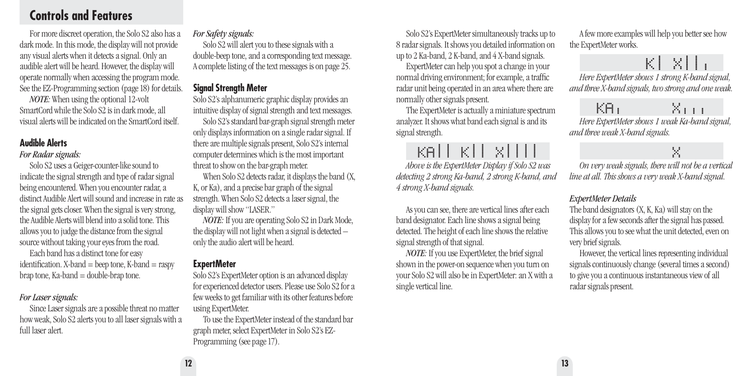## Controls and Features

For more discreet operation, the Solo S2 also has a dark mode. In this mode, the display will not provide any visual alerts when it detects a signal. Only an audible alert will be heard. However, the display will operate normally when accessing the program mode. See the EZ-Programming section (page 18) for details.

*NOTE:* When using the optional 12-volt SmartCord while the Solo S2 is in dark mode, all visual alerts will be indicated on the SmartCord itself.

### Audible Alerts

*For Radar signals:*

Solo S2 uses a Geiger-counter-like sound to indicate the signal strength and type of radar signal being encountered. When you encounter radar, a distinct Audible Alert will sound and increase in rate as the signal gets closer. When the signal is very strong, the Audible Alerts will blend into a solid tone. This allows you to judge the distance from the signal source without taking your eyes from the road.

Each band has a distinct tone for easy identification. X-band = beep tone, K-band = raspy brap tone, Ka-band = double-brap tone.

*For Laser signals:*

Since Laser signals are a possible threat no matter how weak, Solo S2 alerts you to all laser signals with a full laser alert.

*For Safety signals:*

Solo S2 will alert you to these signals with a double-beep tone, and a corresponding text message. A complete listing of the text messages is on page 25.

### Signal Strength Meter

Solo S2's alphanumeric graphic display provides an intuitive display of signal strength and text messages.

Solo S2's standard bar-graph signal strength meter only displays information on a single radar signal. If there are multiple signals present, Solo S2's internal computer determines which is the most important threat to show on the bar-graph meter.

When Solo S2 detects radar, it displays the band (X, K, or Ka), and a precise bar graph of the signal strength. When Solo S2 detects a laser signal, the display will show "LASER."

*NOTE:* If you are operating Solo S2 in Dark Mode, the display will not light when a signal is detected – only the audio alert will be heard.

### ExpertMeter

Solo S2's ExpertMeter option is an advanced display for experienced detector users. Please use Solo S2 for a few weeks to get familiar with its other features before using ExpertMeter.

To use the ExpertMeter instead of the standard bar graph meter, select ExpertMeter in Solo S2's EZ-Programming (see page 17).

Solo S2's ExpertMeter simultaneously tracks up to 8 radar signals. It shows you detailed information on up to 2 Ka-band, 2 K-band, and 4 X-band signals.

ExpertMeter can help you spot a change in your normal driving environment; for example, a traffic radar unit being operated in an area where there are normally other signals present.

The ExpertMeter is actually a miniature spectrum analyzer. It shows what band each signal is and its signal strength.

KA|| K|| X||||

*Above is the ExpertMeter Display if Solo S2 was detecting 2 strong Ka-band, 2 strong K-band, and 4 strong X-band signals.*

As you can see, there are vertical lines after each band designator. Each line shows a signal being detected. The height of each line shows the relative signal strength of that signal.

*NOTE:* If you use ExpertMeter, the brief signal shown in the power-on sequence when you turn on your Solo S2 will also be in ExpertMeter: an X with a single vertical line.

A few more examples will help you better see how the ExpertMeter works.

K| X||,

*Here ExpertMeter shows 1 strong K-band signal, and three X-band signals, two strong and one weak.*

KA, X,,,

*Here ExpertMeter shows 1 weak Ka-band signal, and three weak X-band signals.*

X

*On very weak signals, there will not be a vertical line at all. This shows a very weak X-band signal.*

*ExpertMeter Details*

The band designators (X, K, Ka) will stay on the display for a few seconds after the signal has passed. This allows you to see what the unit detected, even on very brief signals.

However, the vertical lines representing individual signals continuously change (several times a second) to give you a continuous instantaneous view of all radar signals present.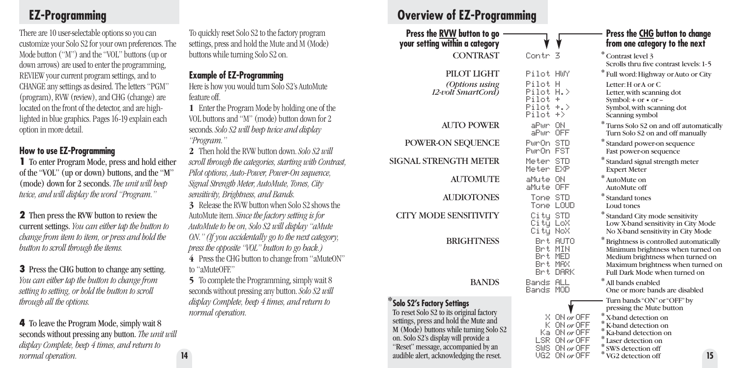## EZ-Programming

There are 10 user-selectable options so you can customize your Solo S2 for your own preferences. The Mode button ("M") and the "VOL" buttons (up or down arrows) are used to enter the programming, REVIEW your current program settings, and to CHANGE any settings as desired. The letters "PGM" (program), RVW (review), and CHG (change) are located on the front of the detector, and are highlighted in blue graphics. Pages 16-19 explain each option in more detail.

### How to use EZ-Programming

**1** To enter Program Mode, press and hold either of the "VOL" (up or down) buttons, and the "M" (mode) down for 2 seconds. *The unit will beep twice, and will display the word "Program."*

**2** Then press the RVW button to review the current settings. *You can either tap the button to change from item to item, or press and hold the button to scroll through the items.*

**3** Press the CHG button to change any setting. *You can either tap the button to change from setting to setting, or hold the button to scroll through all the options.*

**4** To leave the Program Mode, simply wait 8 seconds without pressing any button. *The unit will display Complete, beep 4 times, and return to normal operation.*

To quickly reset Solo S2 to the factory program settings, press and hold the Mute and M (Mode) buttons while turning Solo S2 on.

### Example of EZ-Programming

Here is how you would turn Solo S2's AutoMute feature off.

**1** Enter the Program Mode by holding one of the VOL buttons and "M" (mode) button down for 2 seconds. *Solo S2 will beep twice and display "Program."*

**2** Then hold the RVW button down. *Solo S2 will scroll through the categories, starting with Contrast, Pilot options, Auto-Power, Power-On sequence, Signal Strength Meter, AutoMute, Tones, City sensitivity, Brightness, and Bands.*

**3** Release the RVW button when Solo S2 shows the AutoMute item. *Since the factory setting is for AutoMute to be on, Solo S2 will display "aMute ON." (If you accidentally go to the next category, press the opposite "VOL" button to go back.)*

**4** Press the CHG button to change from "aMuteON" to "aMuteOFF."

**5** To complete the Programming, simply wait 8 seconds without pressing any button. *Solo S2 will display Complete, beep 4 times, and return to normal operation.*

## Overview of EZ-Programming

**Press the RVW button to go your setting within a category** — **Press the CHG button to change from one category to the next**

| Category | Display | Description |
|---|---|---|
| CONTRAST | Contr 3 | * Contrast level 3 Scrolls thru five contrast levels: 1-5 |
| PILOT LIGHT | Pilot HWY | * Full word: Highway or Auto or City |
| *(Options using 12-volt SmartCord)* | Pilot H | Letter: H or A or C |
| | Pilot H.> | Letter, with scanning dot |
| | Pilot + | Symbol: + or • or – |
| | Pilot +.> | Symbol, with scanning dot |
| | Pilot +> | Scanning symbol |
| AUTO POWER | aPwr ON | * Turns Solo S2 on and off automatically |
| | aPwr OFF | Turn Solo S2 on and off manually |
| POWER-ON SEQUENCE | PwrOn STD | * Standard power-on sequence |
| | PwrOn FST | Fast power-on sequence |
| SIGNAL STRENGTH METER | Meter STD | * Standard signal strength meter |
| | Meter EXP | Expert Meter |
| AUTOMUTE | aMute ON | * AutoMute on |
| | aMute OFF | AutoMute off |
| AUDIOTONES | Tone STD | * Standard tones |
| | Tone LOUD | Loud tones |
| CITY MODE SENSITIVITY | City STD | * Standard City mode sensitivity |
| | City LoX | Low X-band sensitivity in City Mode |
| | City NoX | No X-band sensitivity in City Mode |
| BRIGHTNESS | Brt AUTO | * Brightness is controlled automatically |
| | Brt MIN | Minimum brightness when turned on |
| | Brt MED | Medium brightness when turned on |
| | Brt MAX | Maximum brightness when turned on |
| | Brt DARK | Full Dark Mode when turned on |
| BANDS | Bands ALL | * All bands enabled |
| | Bands MOD | One or more bands are disabled |

Turn bands "ON" or "OFF" by pressing the Mute button

| Display | Description |
|---|---|
| X ON *or* OFF | * X-band detection on |
| K ON *or* OFF | * K-band detection on |
| Ka ON *or* OFF | * Ka-band detection on |
| LSR ON *or* OFF | * Laser detection on |
| SWS ON *or* OFF | * SWS detection off |
| VG2 ON *or* OFF | * VG2 detection off |

**\* Solo S2's Factory Settings**

To reset Solo S2 to its original factory settings, press and hold the Mute and M (Mode) buttons while turning Solo S2 on. Solo S2's display will provide a "Reset" message, accompanied by an audible alert, acknowledging the reset.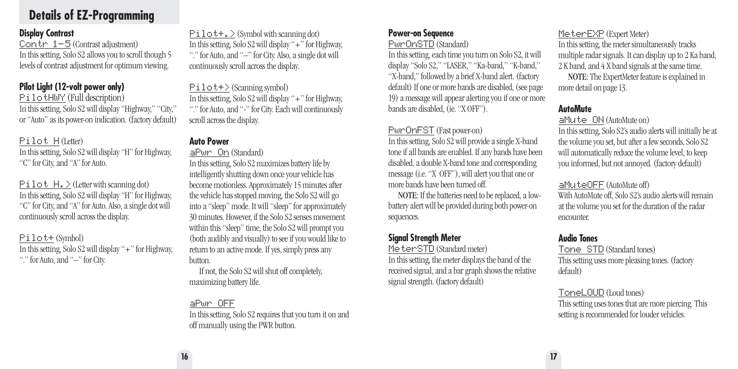# Details of EZ-Programming

### Display Contrast

Contr 1–5 (Contrast adjustment)
In this setting, Solo S2 allows you to scroll though 5 levels of contrast adjustment for optimum viewing.

### Pilot Light (12-volt power only)

PilotHWY (Full description)
In this setting, Solo S2 will display "Highway," "City," or "Auto" as its power-on indication. (factory default)

Pilot H (Letter)
In this setting, Solo S2 will display "H" for Highway, "C" for City, and "A" for Auto.

Pilot H. > (Letter with scanning dot)
In this setting, Solo S2 will display "H" for Highway, "C" for City, and "A" for Auto. Also, a single dot will continuously scroll across the display.

Pilot+ (Symbol)
In this setting, Solo S2 will display "+" for Highway, "." for Auto, and "–" for City.

Pilot+. > (Symbol with scanning dot)
In this setting, Solo S2 will display "+" for Highway, "." for Auto, and "–" for City. Also, a single dot will continuously scroll across the display.

Pilot+> (Scanning symbol)
In this setting, Solo S2 will display "+" for Highway, "." for Auto, and "-" for City. Each will continuously scroll across the display.

### Auto Power

aPwr On (Standard)
In this setting, Solo S2 maximizes battery life by intelligently shutting down once your vehicle has become motionless. Approximately 15 minutes after the vehicle has stopped moving, the Solo S2 will go into a "sleep" mode. It will "sleep" for approximately 30 minutes. However, if the Solo S2 senses movement within this "sleep" time, the Solo S2 will prompt you (both audibly and visually) to see if you would like to return to an active mode. If yes, simply press any button.

If not, the Solo S2 will shut off completely, maximizing battery life.

aPwr OFF
In this setting, Solo S2 requires that you turn it on and off manually using the PWR button.

### Power-on Sequence

PwrOnSTD (Standard)
In this setting, each time you turn on Solo S2, it will display "Solo S2," "LASER," "Ka-band," "K-band," "X-band," followed by a brief X-band alert. (factory default) If one or more bands are disabled, (see page 19) a message will appear alerting you if one or more bands are disabled, (ie. "X OFF").

PwrOnFST (Fast power-on)
In this setting, Solo S2 will provide a single X-band tone if all bands are enabled. If any bands have been disabled, a double X-band tone and corresponding message (i.e. "X OFF"), will alert you that one or more bands have been turned off.

**NOTE:** If the batteries need to be replaced, a low-battery alert will be provided during both power-on sequences.

### Signal Strength Meter

MeterSTD (Standard meter)
In this setting, the meter displays the band of the received signal, and a bar graph shows the relative signal strength. (factory default)

MeterEXP (Expert Meter)
In this setting, the meter simultaneously tracks multiple radar signals. It can display up to 2 Ka band, 2 K band, and 4 X band signals at the same time.

**NOTE:** The ExpertMeter feature is explained in more detail on page 13.

### AutoMute

aMute ON (AutoMute on)
In this setting, Solo S2's audio alerts will initially be at the volume you set, but after a few seconds, Solo S2 will automatically reduce the volume level, to keep you informed, but not annoyed. (factory default)

aMuteOFF (AutoMute off)
With AutoMute off, Solo S2's audio alerts will remain at the volume you set for the duration of the radar encounter.

### Audio Tones

Tone STD (Standard tones)
This setting uses more pleasing tones. (factory default)

ToneLOUD (Loud tones)
This setting uses tones that are more piercing. This setting is recommended for louder vehicles.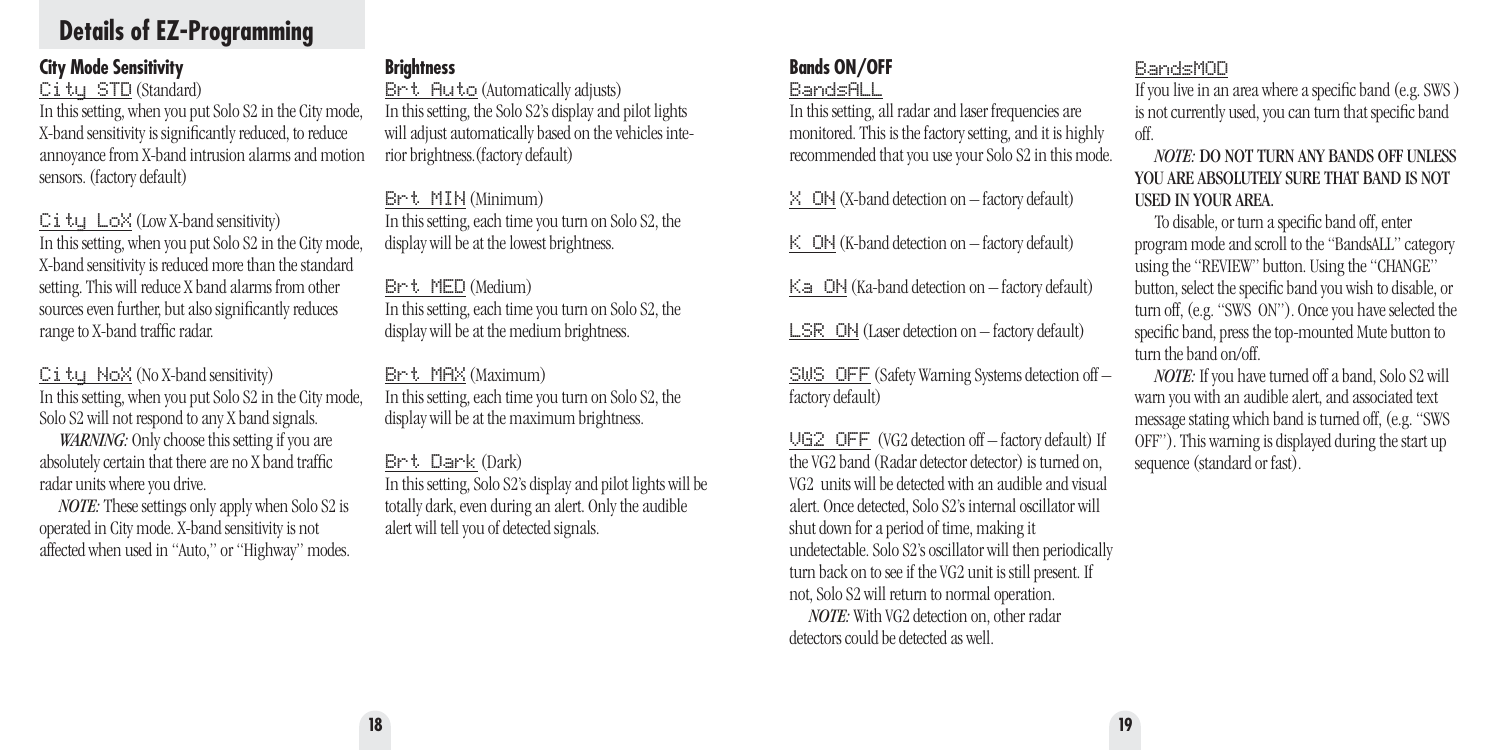# Details of EZ-Programming

## City Mode Sensitivity

City STD (Standard)
In this setting, when you put Solo S2 in the City mode, X-band sensitivity is significantly reduced, to reduce annoyance from X-band intrusion alarms and motion sensors. (factory default)

City LoX (Low X-band sensitivity)
In this setting, when you put Solo S2 in the City mode, X-band sensitivity is reduced more than the standard setting. This will reduce X band alarms from other sources even further, but also significantly reduces range to X-band traffic radar.

City NoX (No X-band sensitivity)
In this setting, when you put Solo S2 in the City mode, Solo S2 will not respond to any X band signals.

***WARNING:*** Only choose this setting if you are absolutely certain that there are no X band traffic radar units where you drive.

*NOTE:* These settings only apply when Solo S2 is operated in City mode. X-band sensitivity is not affected when used in "Auto," or "Highway" modes.

## Brightness

Brt Auto (Automatically adjusts)
In this setting, the Solo S2's display and pilot lights will adjust automatically based on the vehicles interior brightness.(factory default)

Brt MIN (Minimum)
In this setting, each time you turn on Solo S2, the display will be at the lowest brightness.

Brt MED (Medium)
In this setting, each time you turn on Solo S2, the display will be at the medium brightness.

Brt MAX (Maximum)
In this setting, each time you turn on Solo S2, the display will be at the maximum brightness.

Brt Dark (Dark)
In this setting, Solo S2's display and pilot lights will be totally dark, even during an alert. Only the audible alert will tell you of detected signals.

## Bands ON/OFF

BandsALL
In this setting, all radar and laser frequencies are monitored. This is the factory setting, and it is highly recommended that you use your Solo S2 in this mode.

X ON (X-band detection on – factory default)

K ON (K-band detection on – factory default)

Ka ON (Ka-band detection on – factory default)

LSR ON (Laser detection on – factory default)

SWS OFF (Safety Warning Systems detection off – factory default)

VG2 OFF (VG2 detection off – factory default) If the VG2 band (Radar detector detector) is turned on, VG2 units will be detected with an audible and visual alert. Once detected, Solo S2's internal oscillator will shut down for a period of time, making it undetectable. Solo S2's oscillator will then periodically turn back on to see if the VG2 unit is still present. If not, Solo S2 will return to normal operation.

*NOTE:* With VG2 detection on, other radar detectors could be detected as well.

BandsMOD
If you live in an area where a specific band (e.g. SWS ) is not currently used, you can turn that specific band off.

*NOTE:* DO NOT TURN ANY BANDS OFF UNLESS YOU ARE ABSOLUTELY SURE THAT BAND IS NOT USED IN YOUR AREA.

To disable, or turn a specific band off, enter program mode and scroll to the "BandsALL" category using the "REVIEW" button. Using the "CHANGE" button, select the specific band you wish to disable, or turn off, (e.g. "SWS ON"). Once you have selected the specific band, press the top-mounted Mute button to turn the band on/off.

*NOTE:* If you have turned off a band, Solo S2 will warn you with an audible alert, and associated text message stating which band is turned off, (e.g. "SWS OFF"). This warning is displayed during the start up sequence (standard or fast).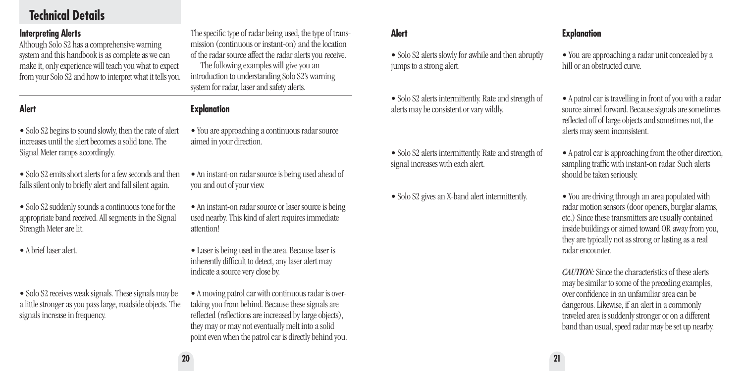# Technical Details

## Interpreting Alerts

Although Solo S2 has a comprehensive warning system and this handbook is as complete as we can make it, only experience will teach you what to expect from your Solo S2 and how to interpret what it tells you.

The specific type of radar being used, the type of transmission (continuous or instant-on) and the location of the radar source affect the radar alerts you receive.

The following examples will give you an introduction to understanding Solo S2's warning system for radar, laser and safety alerts.

| Alert | Explanation |
| --- | --- |
| • Solo S2 begins to sound slowly, then the rate of alert increases until the alert becomes a solid tone. The Signal Meter ramps accordingly. | • You are approaching a continuous radar source aimed in your direction. |
| • Solo S2 emits short alerts for a few seconds and then falls silent only to briefly alert and fall silent again. | • An instant-on radar source is being used ahead of you and out of your view. |
| • Solo S2 suddenly sounds a continuous tone for the appropriate band received. All segments in the Signal Strength Meter are lit. | • An instant-on radar source or laser source is being used nearby. This kind of alert requires immediate attention! |
| • A brief laser alert. | • Laser is being used in the area. Because laser is inherently difficult to detect, any laser alert may indicate a source very close by. |
| • Solo S2 receives weak signals. These signals may be a little stronger as you pass large, roadside objects. The signals increase in frequency. | • A moving patrol car with continuous radar is overtaking you from behind. Because these signals are reflected (reflections are increased by large objects), they may or may not eventually melt into a solid point even when the patrol car is directly behind you. |
| • Solo S2 alerts slowly for awhile and then abruptly jumps to a strong alert. | • You are approaching a radar unit concealed by a hill or an obstructed curve. |
| • Solo S2 alerts intermittently. Rate and strength of alerts may be consistent or vary wildly. | • A patrol car is travelling in front of you with a radar source aimed forward. Because signals are sometimes reflected off of large objects and sometimes not, the alerts may seem inconsistent. |
| • Solo S2 alerts intermittently. Rate and strength of signal increases with each alert. | • A patrol car is approaching from the other direction, sampling traffic with instant-on radar. Such alerts should be taken seriously. |
| • Solo S2 gives an X-band alert intermittently. | • You are driving through an area populated with radar motion sensors (door openers, burglar alarms, etc.) Since these transmitters are usually contained inside buildings or aimed toward OR away from you, they are typically not as strong or lasting as a real radar encounter. |

*CAUTION:* Since the characteristics of these alerts may be similar to some of the preceding examples, over confidence in an unfamiliar area can be dangerous. Likewise, if an alert in a commonly traveled area is suddenly stronger or on a different band than usual, speed radar may be set up nearby.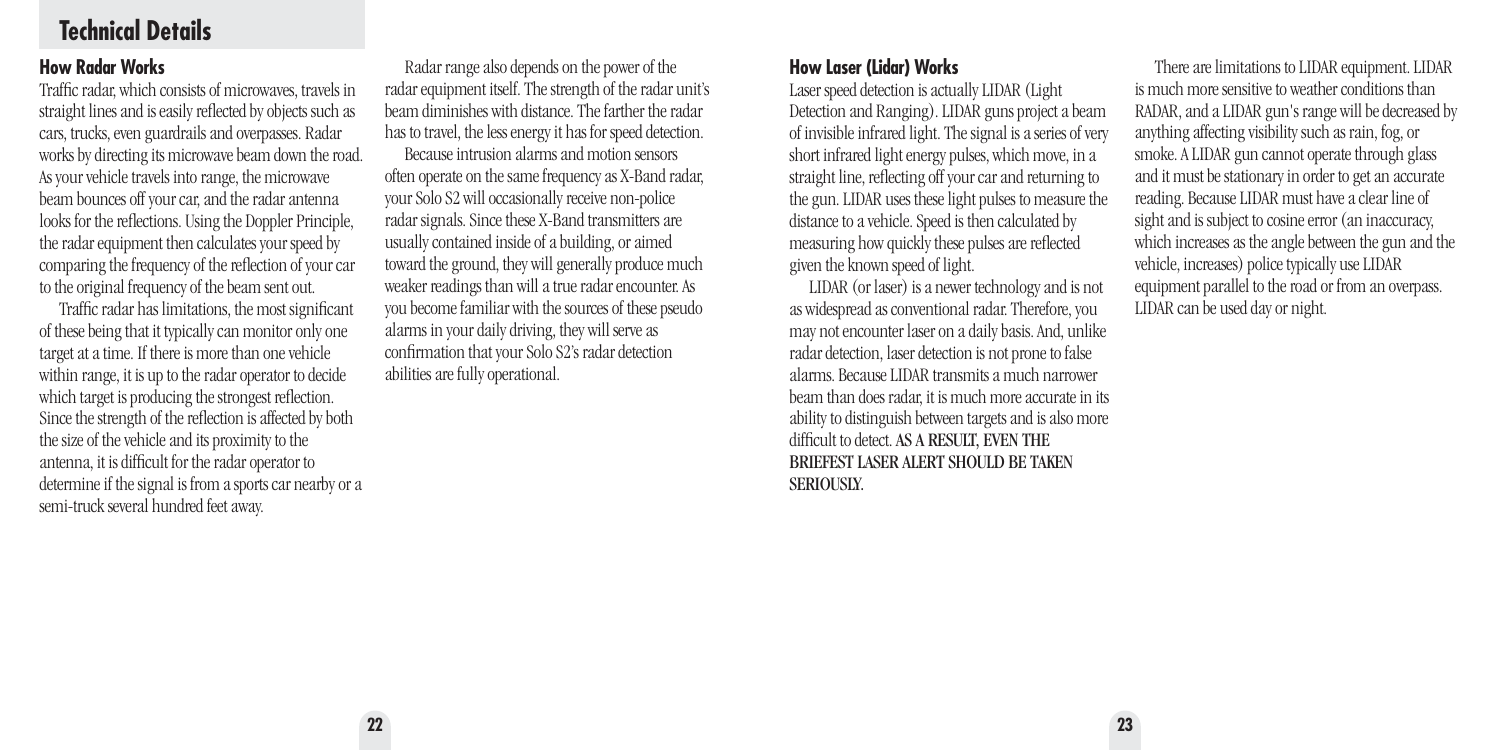# Technical Details

## How Radar Works

Traffic radar, which consists of microwaves, travels in straight lines and is easily reflected by objects such as cars, trucks, even guardrails and overpasses. Radar works by directing its microwave beam down the road. As your vehicle travels into range, the microwave beam bounces off your car, and the radar antenna looks for the reflections. Using the Doppler Principle, the radar equipment then calculates your speed by comparing the frequency of the reflection of your car to the original frequency of the beam sent out.

Traffic radar has limitations, the most significant of these being that it typically can monitor only one target at a time. If there is more than one vehicle within range, it is up to the radar operator to decide which target is producing the strongest reflection. Since the strength of the reflection is affected by both the size of the vehicle and its proximity to the antenna, it is difficult for the radar operator to determine if the signal is from a sports car nearby or a semi-truck several hundred feet away.

Radar range also depends on the power of the radar equipment itself. The strength of the radar unit's beam diminishes with distance. The farther the radar has to travel, the less energy it has for speed detection.

Because intrusion alarms and motion sensors often operate on the same frequency as X-Band radar, your Solo S2 will occasionally receive non-police radar signals. Since these X-Band transmitters are usually contained inside of a building, or aimed toward the ground, they will generally produce much weaker readings than will a true radar encounter. As you become familiar with the sources of these pseudo alarms in your daily driving, they will serve as confirmation that your Solo S2's radar detection abilities are fully operational.

## How Laser (Lidar) Works

Laser speed detection is actually LIDAR (Light Detection and Ranging). LIDAR guns project a beam of invisible infrared light. The signal is a series of very short infrared light energy pulses, which move, in a straight line, reflecting off your car and returning to the gun. LIDAR uses these light pulses to measure the distance to a vehicle. Speed is then calculated by measuring how quickly these pulses are reflected given the known speed of light.

LIDAR (or laser) is a newer technology and is not as widespread as conventional radar. Therefore, you may not encounter laser on a daily basis. And, unlike radar detection, laser detection is not prone to false alarms. Because LIDAR transmits a much narrower beam than does radar, it is much more accurate in its ability to distinguish between targets and is also more difficult to detect. **AS A RESULT, EVEN THE BRIEFEST LASER ALERT SHOULD BE TAKEN SERIOUSLY.**

There are limitations to LIDAR equipment. LIDAR is much more sensitive to weather conditions than RADAR, and a LIDAR gun's range will be decreased by anything affecting visibility such as rain, fog, or smoke. A LIDAR gun cannot operate through glass and it must be stationary in order to get an accurate reading. Because LIDAR must have a clear line of sight and is subject to cosine error (an inaccuracy, which increases as the angle between the gun and the vehicle, increases) police typically use LIDAR equipment parallel to the road or from an overpass. LIDAR can be used day or night.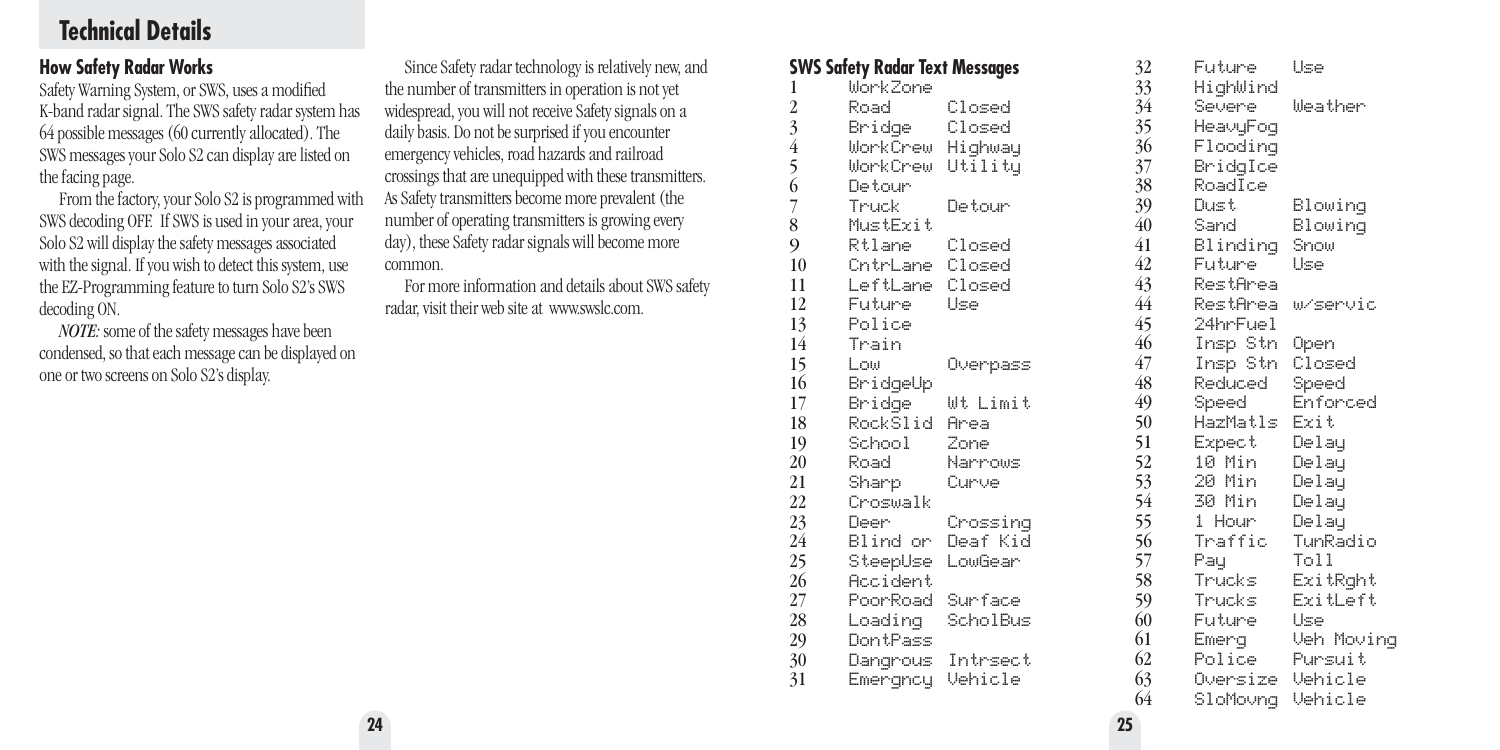# Technical Details

## How Safety Radar Works

Safety Warning System, or SWS, uses a modified K-band radar signal. The SWS safety radar system has 64 possible messages (60 currently allocated). The SWS messages your Solo S2 can display are listed on the facing page.

From the factory, your Solo S2 is programmed with SWS decoding OFF. If SWS is used in your area, your Solo S2 will display the safety messages associated with the signal. If you wish to detect this system, use the EZ-Programming feature to turn Solo S2's SWS decoding ON.

*NOTE:* some of the safety messages have been condensed, so that each message can be displayed on one or two screens on Solo S2's display.

Since Safety radar technology is relatively new, and the number of transmitters in operation is not yet widespread, you will not receive Safety signals on a daily basis. Do not be surprised if you encounter emergency vehicles, road hazards and railroad crossings that are unequipped with these transmitters. As Safety transmitters become more prevalent (the number of operating transmitters is growing every day), these Safety radar signals will become more common.

For more information and details about SWS safety radar, visit their web site at www.swslc.com.

## SWS Safety Radar Text Messages

| # | Message | | # | Message | |
|---|---|---|---|---|---|
| 1 | WorkZone | | 32 | Future | Use |
| 2 | Road | Closed | 33 | HighWind | |
| 3 | Bridge | Closed | 34 | Severe | Weather |
| 4 | WorkCrew | Highway | 35 | HeavyFog | |
| 5 | WorkCrew | Utility | 36 | Flooding | |
| 6 | Detour | | 37 | BridgIce | |
| 7 | Truck | Detour | 38 | RoadIce | |
| 8 | MustExit | | 39 | Dust | Blowing |
| 9 | Rtlane | Closed | 40 | Sand | Blowing |
| 10 | CntrLane | Closed | 41 | Blinding | Snow |
| 11 | LeftLane | Closed | 42 | Future | Use |
| 12 | Future | Use | 43 | RestArea | |
| 13 | Police | | 44 | RestArea | w/servic |
| 14 | Train | | 45 | 24hrFuel | |
| 15 | Low | Overpass | 46 | Insp Stn | Open |
| 16 | BridgeUp | | 47 | Insp Stn | Closed |
| 17 | Bridge | Wt Limit | 48 | Reduced | Speed |
| 18 | RockSlid | Area | 49 | Speed | Enforced |
| 19 | School | Zone | 50 | HazMatls | Exit |
| 20 | Road | Narrows | 51 | Expect | Delay |
| 21 | Sharp | Curve | 52 | 10 Min | Delay |
| 22 | Croswalk | | 53 | 20 Min | Delay |
| 23 | Deer | Crossing | 54 | 30 Min | Delay |
| 24 | Blind or | Deaf Kid | 55 | 1 Hour | Delay |
| 25 | SteepUse | LowGear | 56 | Traffic | TunRadio |
| 26 | Accident | | 57 | Pay | Toll |
| 27 | PoorRoad | Surface | 58 | Trucks | ExitRght |
| 28 | Loading | ScholBus | 59 | Trucks | ExitLeft |
| 29 | DontPass | | 60 | Future | Use |
| 30 | Dangrous | Intrsect | 61 | Emerg | Veh Moving |
| 31 | Emergncy | Vehicle | 62 | Police | Pursuit |
| | | | 63 | Oversize | Vehicle |
| | | | 64 | SloMovng | Vehicle |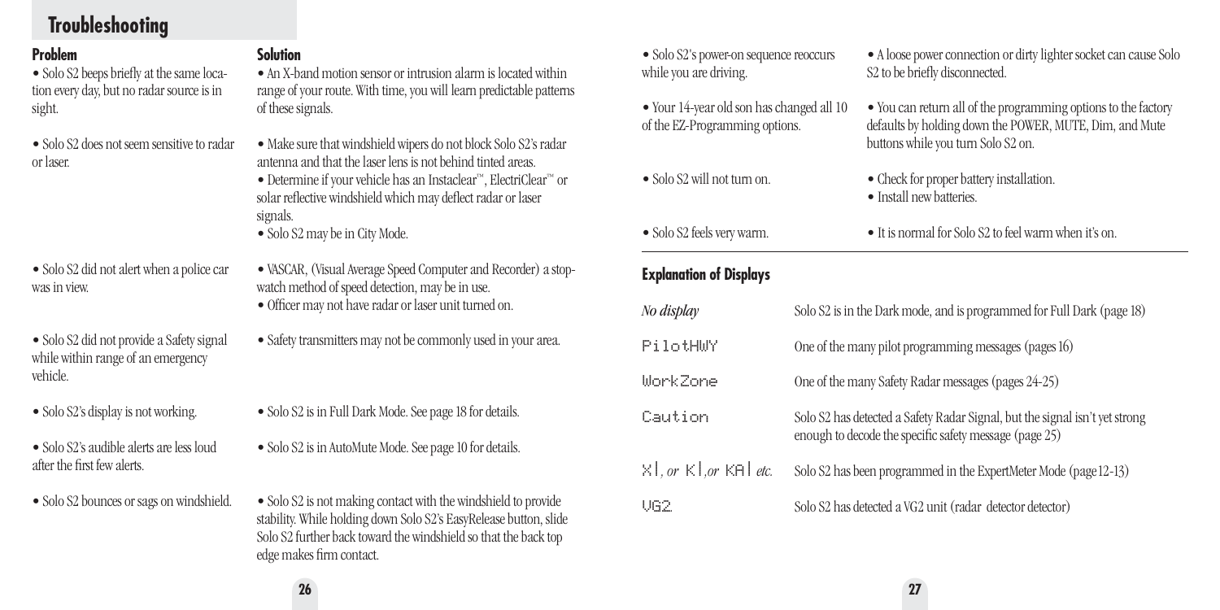## Troubleshooting

| Problem | Solution |
| --- | --- |
| • Solo S2 beeps briefly at the same location every day, but no radar source is in sight. | • An X-band motion sensor or intrusion alarm is located within range of your route. With time, you will learn predictable patterns of these signals. |
| • Solo S2 does not seem sensitive to radar or laser. | • Make sure that windshield wipers do not block Solo S2's radar antenna and that the laser lens is not behind tinted areas.<br>• Determine if your vehicle has an Instaclear™, ElectriClear™ or solar reflective windshield which may deflect radar or laser signals.<br>• Solo S2 may be in City Mode. |
| • Solo S2 did not alert when a police car was in view. | • VASCAR, (Visual Average Speed Computer and Recorder) a stop-watch method of speed detection, may be in use.<br>• Officer may not have radar or laser unit turned on. |
| • Solo S2 did not provide a Safety signal while within range of an emergency vehicle. | • Safety transmitters may not be commonly used in your area. |
| • Solo S2's display is not working. | • Solo S2 is in Full Dark Mode. See page 18 for details. |
| • Solo S2's audible alerts are less loud after the first few alerts. | • Solo S2 is in AutoMute Mode. See page 10 for details. |
| • Solo S2 bounces or sags on windshield. | • Solo S2 is not making contact with the windshield to provide stability. While holding down Solo S2's EasyRelease button, slide Solo S2 further back toward the windshield so that the back top edge makes firm contact. |
| • Solo S2's power-on sequence reoccurs while you are driving. | • A loose power connection or dirty lighter socket can cause Solo S2 to be briefly disconnected. |
| • Your 14-year old son has changed all 10 of the EZ-Programming options. | • You can return all of the programming options to the factory defaults by holding down the POWER, MUTE, Dim, and Mute buttons while you turn Solo S2 on. |
| • Solo S2 will not turn on. | • Check for proper battery installation.<br>• Install new batteries. |
| • Solo S2 feels very warm. | • It is normal for Solo S2 to feel warm when it's on. |

## Explanation of Displays

| | |
| --- | --- |
| *No display* | Solo S2 is in the Dark mode, and is programmed for Full Dark (page 18) |
| PilotHWY | One of the many pilot programming messages (pages 16) |
| WorkZone | One of the many Safety Radar messages (pages 24-25) |
| Caution | Solo S2 has detected a Safety Radar Signal, but the signal isn't yet strong enough to decode the specific safety message (page 25) |
| X\|, *or* K\|, *or* KA\| *etc.* | Solo S2 has been programmed in the ExpertMeter Mode (page12-13) |
| VG2 | Solo S2 has detected a VG2 unit (radar detector detector) |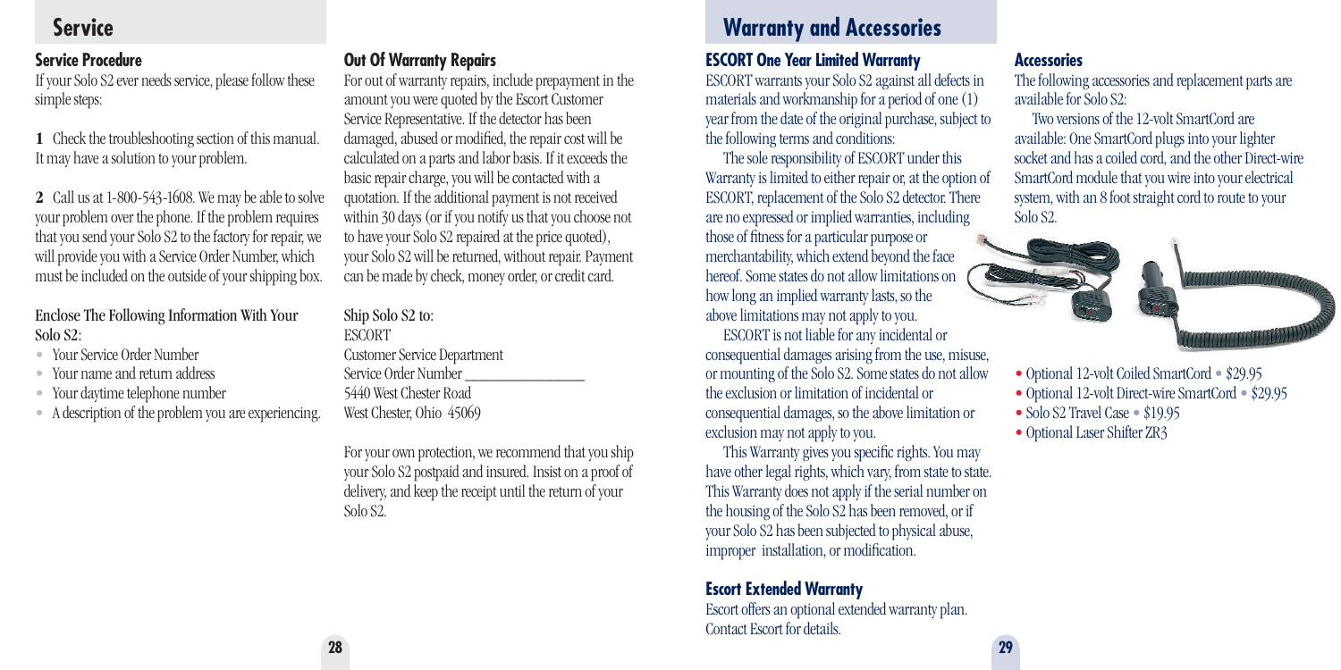## Service

### Service Procedure

If your Solo S2 ever needs service, please follow these simple steps:

**1** Check the troubleshooting section of this manual. It may have a solution to your problem.

**2** Call us at 1-800-543-1608. We may be able to solve your problem over the phone. If the problem requires that you send your Solo S2 to the factory for repair, we will provide you with a Service Order Number, which must be included on the outside of your shipping box.

Enclose The Following Information With Your Solo S2:

- Your Service Order Number
- Your name and return address
- Your daytime telephone number
- A description of the problem you are experiencing.

### Out Of Warranty Repairs

For out of warranty repairs, include prepayment in the amount you were quoted by the Escort Customer Service Representative. If the detector has been damaged, abused or modified, the repair cost will be calculated on a parts and labor basis. If it exceeds the basic repair charge, you will be contacted with a quotation. If the additional payment is not received within 30 days (or if you notify us that you choose not to have your Solo S2 repaired at the price quoted), your Solo S2 will be returned, without repair. Payment can be made by check, money order, or credit card.

Ship Solo S2 to:
ESCORT
Customer Service Department
Service Order Number ________________
5440 West Chester Road
West Chester, Ohio 45069

For your own protection, we recommend that you ship your Solo S2 postpaid and insured. Insist on a proof of delivery, and keep the receipt until the return of your Solo S2.

## Warranty and Accessories

### ESCORT One Year Limited Warranty

ESCORT warrants your Solo S2 against all defects in materials and workmanship for a period of one (1) year from the date of the original purchase, subject to the following terms and conditions:

The sole responsibility of ESCORT under this Warranty is limited to either repair or, at the option of ESCORT, replacement of the Solo S2 detector. There are no expressed or implied warranties, including those of fitness for a particular purpose or merchantability, which extend beyond the face hereof. Some states do not allow limitations on how long an implied warranty lasts, so the above limitations may not apply to you.

ESCORT is not liable for any incidental or consequential damages arising from the use, misuse, or mounting of the Solo S2. Some states do not allow the exclusion or limitation of incidental or consequential damages, so the above limitation or exclusion may not apply to you.

This Warranty gives you specific rights. You may have other legal rights, which vary, from state to state. This Warranty does not apply if the serial number on the housing of the Solo S2 has been removed, or if your Solo S2 has been subjected to physical abuse, improper installation, or modification.

### Escort Extended Warranty

Escort offers an optional extended warranty plan. Contact Escort for details.

### Accessories

The following accessories and replacement parts are available for Solo S2:

Two versions of the 12-volt SmartCord are available: One SmartCord plugs into your lighter socket and has a coiled cord, and the other Direct-wire SmartCord module that you wire into your electrical system, with an 8 foot straight cord to route to your Solo S2.

- Optional 12-volt Coiled SmartCord • $29.95
- Optional 12-volt Direct-wire SmartCord • $29.95
- Solo S2 Travel Case • $19.95
- Optional Laser Shifter ZR3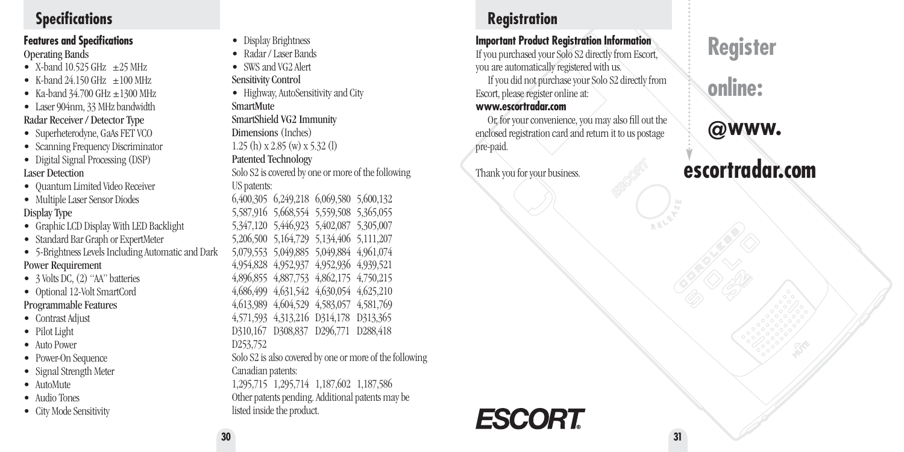## Specifications

### Features and Specifications

Operating Bands

- X-band 10.525 GHz ±25 MHz
- K-band 24.150 GHz ±100 MHz
- Ka-band 34.700 GHz ±1300 MHz
- Laser 904nm, 33 MHz bandwidth

Radar Receiver / Detector Type

- Superheterodyne, GaAs FET VCO
- Scanning Frequency Discriminator
- Digital Signal Processing (DSP)

Laser Detection

- Quantum Limited Video Receiver
- Multiple Laser Sensor Diodes

Display Type

- Graphic LCD Display With LED Backlight
- Standard Bar Graph or ExpertMeter
- 5-Brightness Levels Including Automatic and Dark

Power Requirement

- 3 Volts DC, (2) "AA" batteries
- Optional 12-Volt SmartCord

Programmable Features

- Contrast Adjust
- Pilot Light
- Auto Power
- Power-On Sequence
- Signal Strength Meter
- AutoMute
- Audio Tones
- City Mode Sensitivity
- Display Brightness
- Radar / Laser Bands
- SWS and VG2 Alert

Sensitivity Control

- Highway, AutoSensitivity and City

SmartMute

SmartShield VG2 Immunity

Dimensions (Inches)

1.25 (h) x 2.85 (w) x 5.32 (l)

Patented Technology

Solo S2 is covered by one or more of the following US patents:

6,400,305 6,249,218 6,069,580 5,600,132
5,587,916 5,668,554 5,559,508 5,365,055
5,347,120 5,446,923 5,402,087 5,305,007
5,206,500 5,164,729 5,134,406 5,111,207
5,079,553 5,049,885 5,049,884 4,961,074
4,954,828 4,952,937 4,952,936 4,939,521
4,896,855 4,887,753 4,862,175 4,750,215
4,686,499 4,631,542 4,630,054 4,625,210
4,613,989 4,604,529 4,583,057 4,581,769
4,571,593 4,313,216 D314,178 D313,365
D310,167 D308,837 D296,771 D288,418
D253,752

Solo S2 is also covered by one or more of the following Canadian patents:

1,295,715 1,295,714 1,187,602 1,187,586

Other patents pending. Additional patents may be listed inside the product.

## Registration

### Important Product Registration Information

If you purchased your Solo S2 directly from Escort, you are automatically registered with us.

If you did not purchase your Solo S2 directly from Escort, please register online at:

**www.escortradar.com**

Or, for your convenience, you may also fill out the enclosed registration card and return it to us postage pre-paid.

Thank you for your business.

ESCORT

**Register online: @www. escortradar.com**